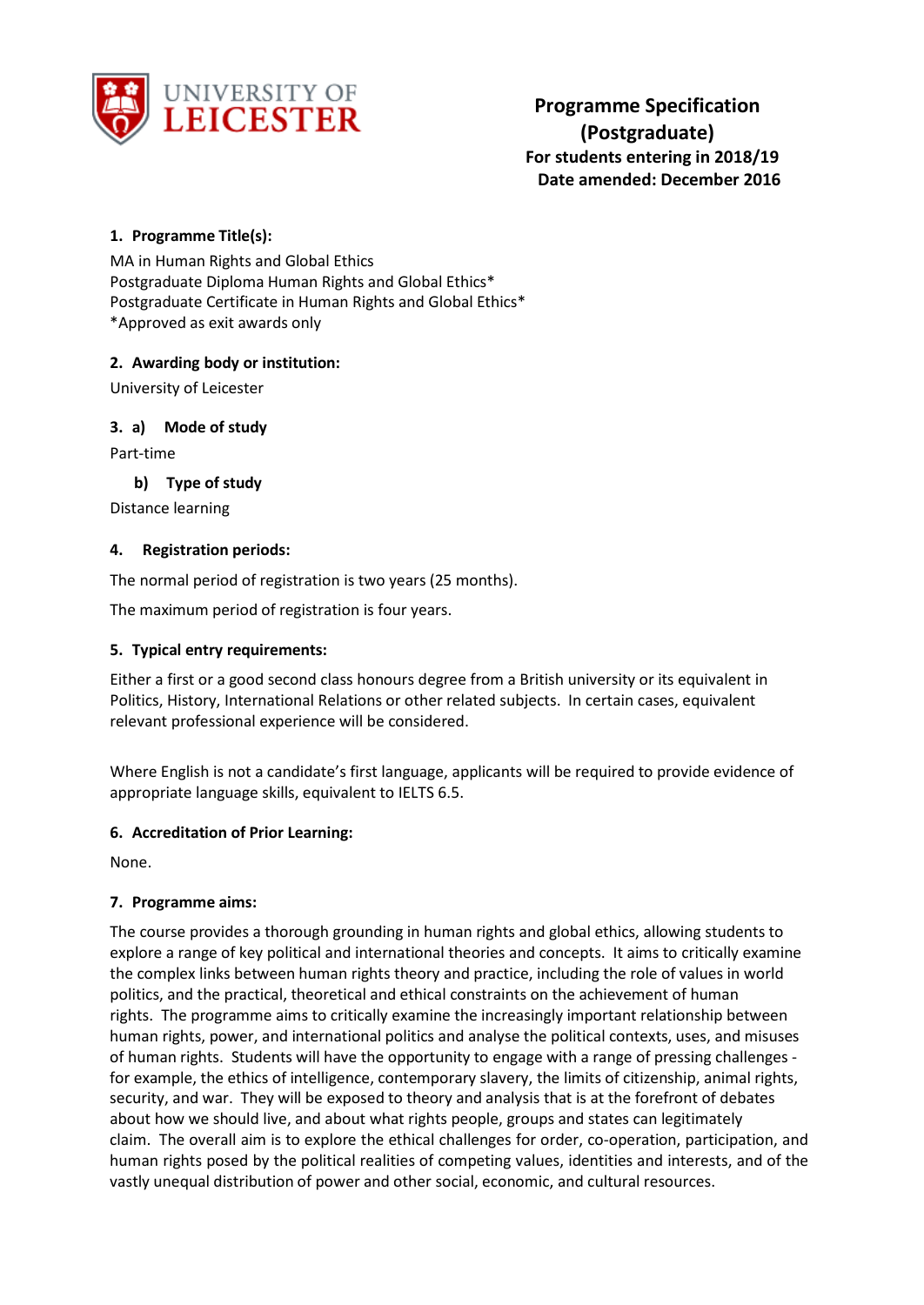UNIVERSITY OF LEICESTER

# Programme Specification (Postgraduate)

**For students entering in 2018/19**
**Date amended: December 2016**

## 1. Programme Title(s):

MA in Human Rights and Global Ethics
Postgraduate Diploma Human Rights and Global Ethics*
Postgraduate Certificate in Human Rights and Global Ethics*
*Approved as exit awards only

## 2. Awarding body or institution:

University of Leicester

## 3. a) Mode of study

Part-time

### b) Type of study

Distance learning

## 4. Registration periods:

The normal period of registration is two years (25 months).

The maximum period of registration is four years.

## 5. Typical entry requirements:

Either a first or a good second class honours degree from a British university or its equivalent in Politics, History, International Relations or other related subjects. In certain cases, equivalent relevant professional experience will be considered.

Where English is not a candidate's first language, applicants will be required to provide evidence of appropriate language skills, equivalent to IELTS 6.5.

## 6. Accreditation of Prior Learning:

None.

## 7. Programme aims:

The course provides a thorough grounding in human rights and global ethics, allowing students to explore a range of key political and international theories and concepts. It aims to critically examine the complex links between human rights theory and practice, including the role of values in world politics, and the practical, theoretical and ethical constraints on the achievement of human rights. The programme aims to critically examine the increasingly important relationship between human rights, power, and international politics and analyse the political contexts, uses, and misuses of human rights. Students will have the opportunity to engage with a range of pressing challenges - for example, the ethics of intelligence, contemporary slavery, the limits of citizenship, animal rights, security, and war. They will be exposed to theory and analysis that is at the forefront of debates about how we should live, and about what rights people, groups and states can legitimately claim. The overall aim is to explore the ethical challenges for order, co-operation, participation, and human rights posed by the political realities of competing values, identities and interests, and of the vastly unequal distribution of power and other social, economic, and cultural resources.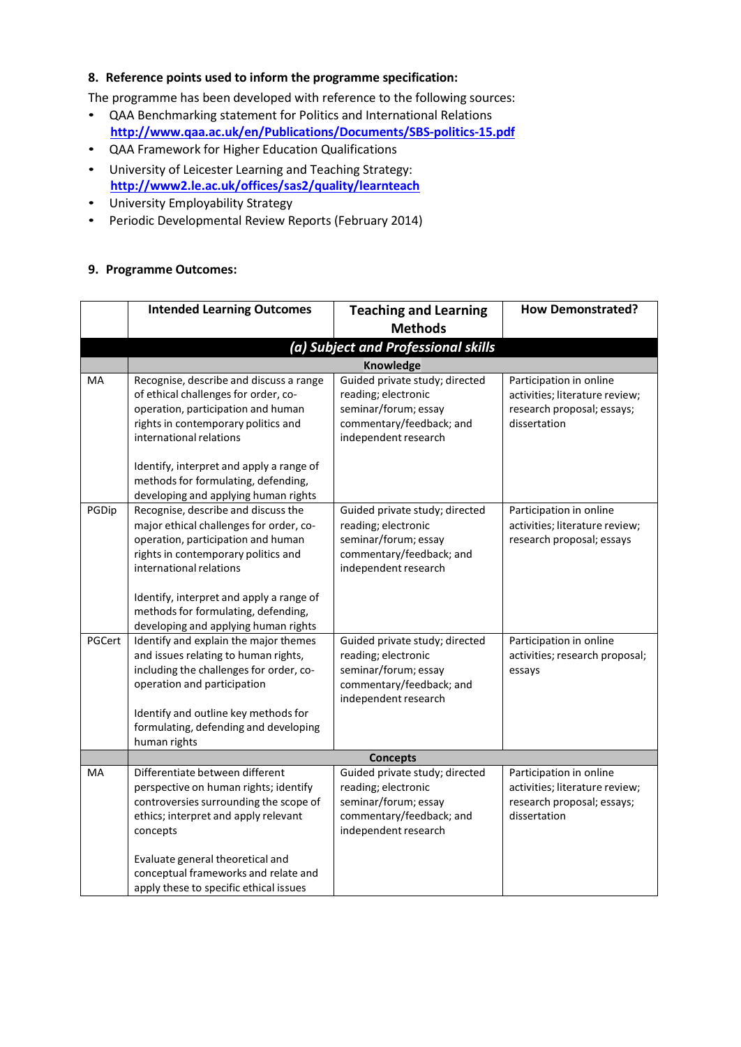### 8. Reference points used to inform the programme specification:

The programme has been developed with reference to the following sources:

- QAA Benchmarking statement for Politics and International Relations http://www.qaa.ac.uk/en/Publications/Documents/SBS-politics-15.pdf
- QAA Framework for Higher Education Qualifications
- University of Leicester Learning and Teaching Strategy: http://www2.le.ac.uk/offices/sas2/quality/learnteach
- University Employability Strategy
- Periodic Developmental Review Reports (February 2014)

### 9. Programme Outcomes:

| | Intended Learning Outcomes | Teaching and Learning Methods | How Demonstrated? |
|---|---|---|---|
| | ***(a) Subject and Professional skills*** | | |
| | **Knowledge** | | |
| MA | Recognise, describe and discuss a range of ethical challenges for order, co-operation, participation and human rights in contemporary politics and international relations<br><br>Identify, interpret and apply a range of methods for formulating, defending, developing and applying human rights | Guided private study; directed reading; electronic seminar/forum; essay commentary/feedback; and independent research | Participation in online activities; literature review; research proposal; essays; dissertation |
| PGDip | Recognise, describe and discuss the major ethical challenges for order, co-operation, participation and human rights in contemporary politics and international relations<br><br>Identify, interpret and apply a range of methods for formulating, defending, developing and applying human rights | Guided private study; directed reading; electronic seminar/forum; essay commentary/feedback; and independent research | Participation in online activities; literature review; research proposal; essays |
| PGCert | Identify and explain the major themes and issues relating to human rights, including the challenges for order, co-operation and participation<br><br>Identify and outline key methods for formulating, defending and developing human rights | Guided private study; directed reading; electronic seminar/forum; essay commentary/feedback; and independent research | Participation in online activities; research proposal; essays |
| | **Concepts** | | |
| MA | Differentiate between different perspective on human rights; identify controversies surrounding the scope of ethics; interpret and apply relevant concepts<br><br>Evaluate general theoretical and conceptual frameworks and relate and apply these to specific ethical issues | Guided private study; directed reading; electronic seminar/forum; essay commentary/feedback; and independent research | Participation in online activities; literature review; research proposal; essays; dissertation |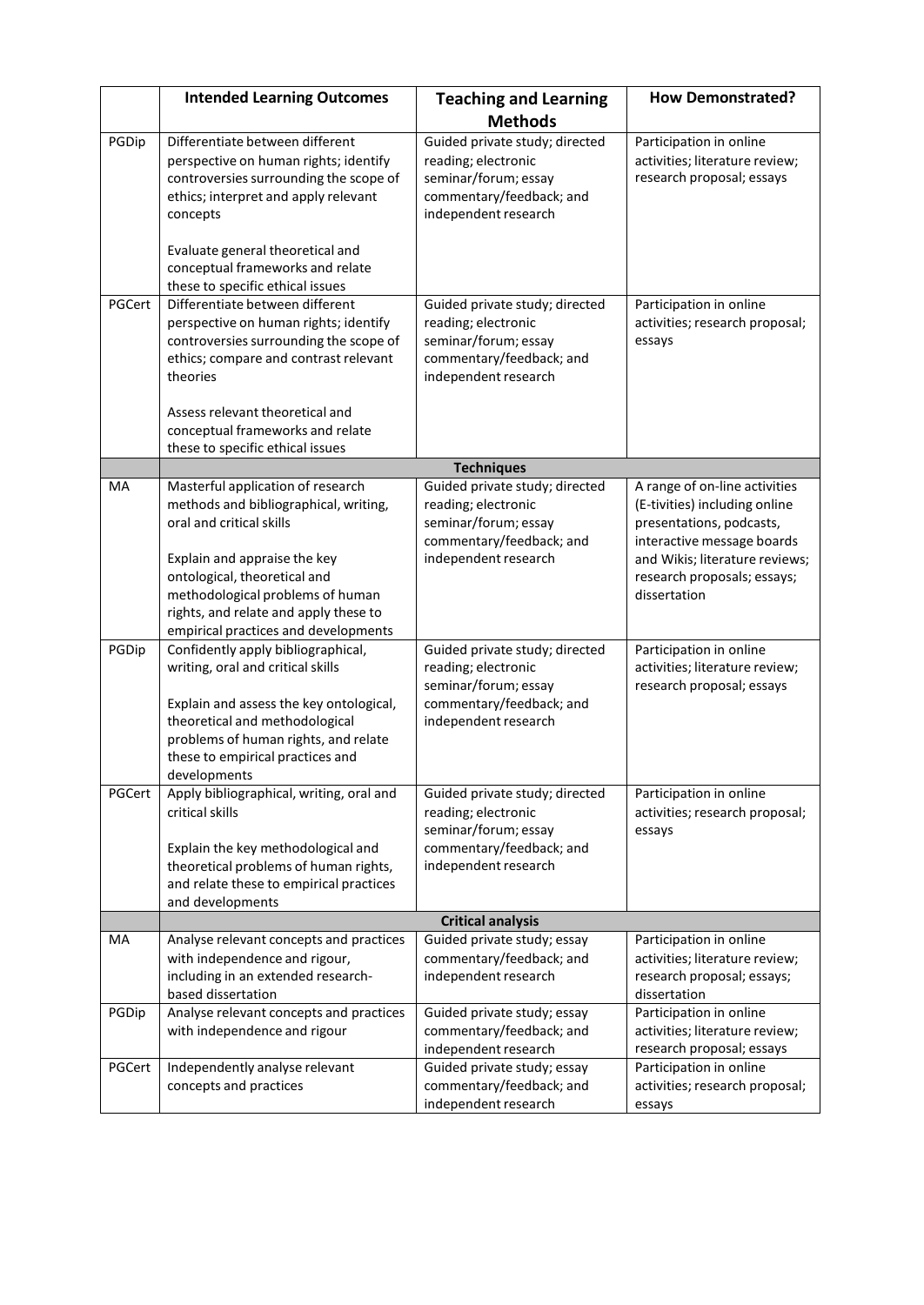| | Intended Learning Outcomes | Teaching and Learning Methods | How Demonstrated? |
|---|---|---|---|
| PGDip | Differentiate between different perspective on human rights; identify controversies surrounding the scope of ethics; interpret and apply relevant concepts<br><br>Evaluate general theoretical and conceptual frameworks and relate these to specific ethical issues | Guided private study; directed reading; electronic seminar/forum; essay commentary/feedback; and independent research | Participation in online activities; literature review; research proposal; essays |
| PGCert | Differentiate between different perspective on human rights; identify controversies surrounding the scope of ethics; compare and contrast relevant theories<br><br>Assess relevant theoretical and conceptual frameworks and relate these to specific ethical issues | Guided private study; directed reading; electronic seminar/forum; essay commentary/feedback; and independent research | Participation in online activities; research proposal; essays |
| | **Techniques** | | |
| MA | Masterful application of research methods and bibliographical, writing, oral and critical skills<br><br>Explain and appraise the key ontological, theoretical and methodological problems of human rights, and relate and apply these to empirical practices and developments | Guided private study; directed reading; electronic seminar/forum; essay commentary/feedback; and independent research | A range of on-line activities (E-tivities) including online presentations, podcasts, interactive message boards and Wikis; literature reviews; research proposals; essays; dissertation |
| PGDip | Confidently apply bibliographical, writing, oral and critical skills<br><br>Explain and assess the key ontological, theoretical and methodological problems of human rights, and relate these to empirical practices and developments | Guided private study; directed reading; electronic seminar/forum; essay commentary/feedback; and independent research | Participation in online activities; literature review; research proposal; essays |
| PGCert | Apply bibliographical, writing, oral and critical skills<br><br>Explain the key methodological and theoretical problems of human rights, and relate these to empirical practices and developments | Guided private study; directed reading; electronic seminar/forum; essay commentary/feedback; and independent research | Participation in online activities; research proposal; essays |
| | **Critical analysis** | | |
| MA | Analyse relevant concepts and practices with independence and rigour, including in an extended research-based dissertation | Guided private study; essay commentary/feedback; and independent research | Participation in online activities; literature review; research proposal; essays; dissertation |
| PGDip | Analyse relevant concepts and practices with independence and rigour | Guided private study; essay commentary/feedback; and independent research | Participation in online activities; literature review; research proposal; essays |
| PGCert | Independently analyse relevant concepts and practices | Guided private study; essay commentary/feedback; and independent research | Participation in online activities; research proposal; essays |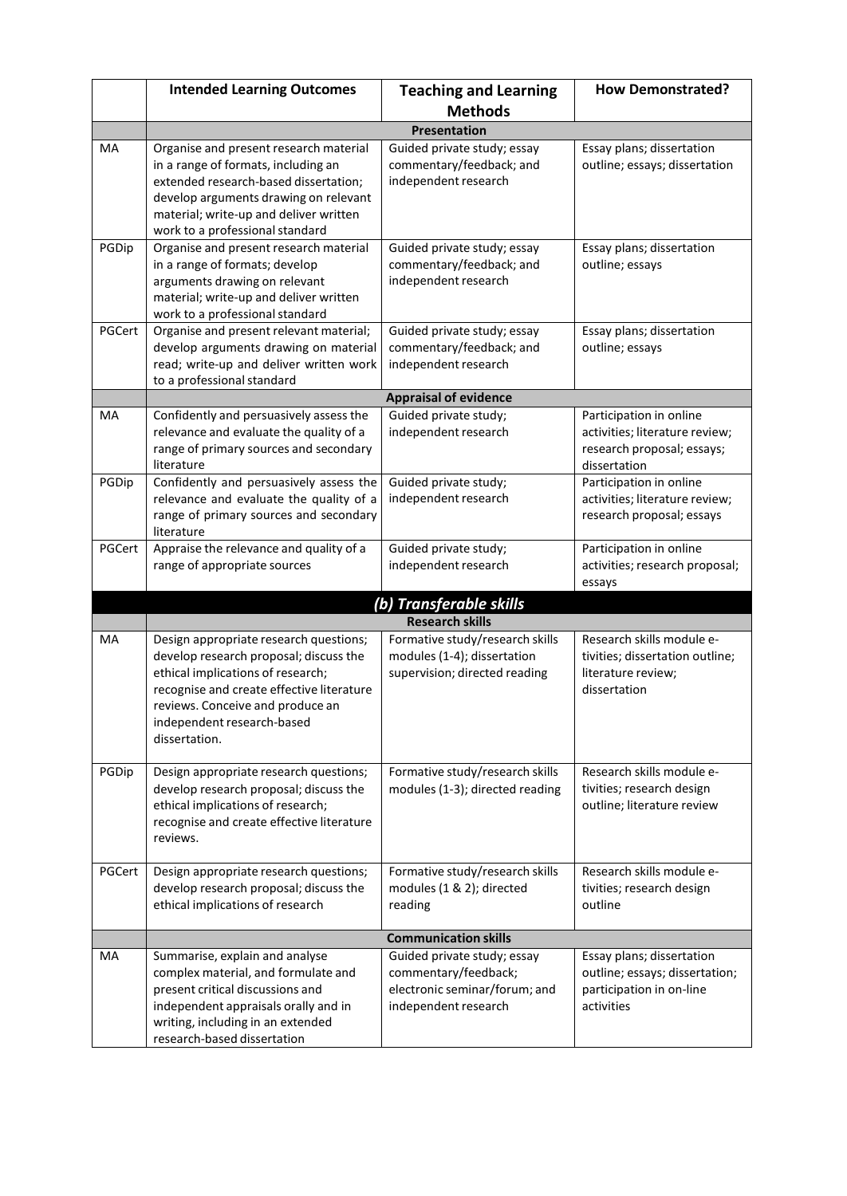|  | Intended Learning Outcomes | Teaching and Learning Methods | How Demonstrated? |
|---|---|---|---|
|  | **Presentation** |  |  |
| MA | Organise and present research material in a range of formats, including an extended research-based dissertation; develop arguments drawing on relevant material; write-up and deliver written work to a professional standard | Guided private study; essay commentary/feedback; and independent research | Essay plans; dissertation outline; essays; dissertation |
| PGDip | Organise and present research material in a range of formats; develop arguments drawing on relevant material; write-up and deliver written work to a professional standard | Guided private study; essay commentary/feedback; and independent research | Essay plans; dissertation outline; essays |
| PGCert | Organise and present relevant material; develop arguments drawing on material read; write-up and deliver written work to a professional standard | Guided private study; essay commentary/feedback; and independent research | Essay plans; dissertation outline; essays |
|  | **Appraisal of evidence** |  |  |
| MA | Confidently and persuasively assess the relevance and evaluate the quality of a range of primary sources and secondary literature | Guided private study; independent research | Participation in online activities; literature review; research proposal; essays; dissertation |
| PGDip | Confidently and persuasively assess the relevance and evaluate the quality of a range of primary sources and secondary literature | Guided private study; independent research | Participation in online activities; literature review; research proposal; essays |
| PGCert | Appraise the relevance and quality of a range of appropriate sources | Guided private study; independent research | Participation in online activities; research proposal; essays |
|  | ***(b) Transferable skills*** |  |  |
|  | **Research skills** |  |  |
| MA | Design appropriate research questions; develop research proposal; discuss the ethical implications of research; recognise and create effective literature reviews. Conceive and produce an independent research-based dissertation. | Formative study/research skills modules (1-4); dissertation supervision; directed reading | Research skills module e-tivities; dissertation outline; literature review; dissertation |
| PGDip | Design appropriate research questions; develop research proposal; discuss the ethical implications of research; recognise and create effective literature reviews. | Formative study/research skills modules (1-3); directed reading | Research skills module e-tivities; research design outline; literature review |
| PGCert | Design appropriate research questions; develop research proposal; discuss the ethical implications of research | Formative study/research skills modules (1 & 2); directed reading | Research skills module e-tivities; research design outline |
|  | **Communication skills** |  |  |
| MA | Summarise, explain and analyse complex material, and formulate and present critical discussions and independent appraisals orally and in writing, including in an extended research-based dissertation | Guided private study; essay commentary/feedback; electronic seminar/forum; and independent research | Essay plans; dissertation outline; essays; dissertation; participation in on-line activities |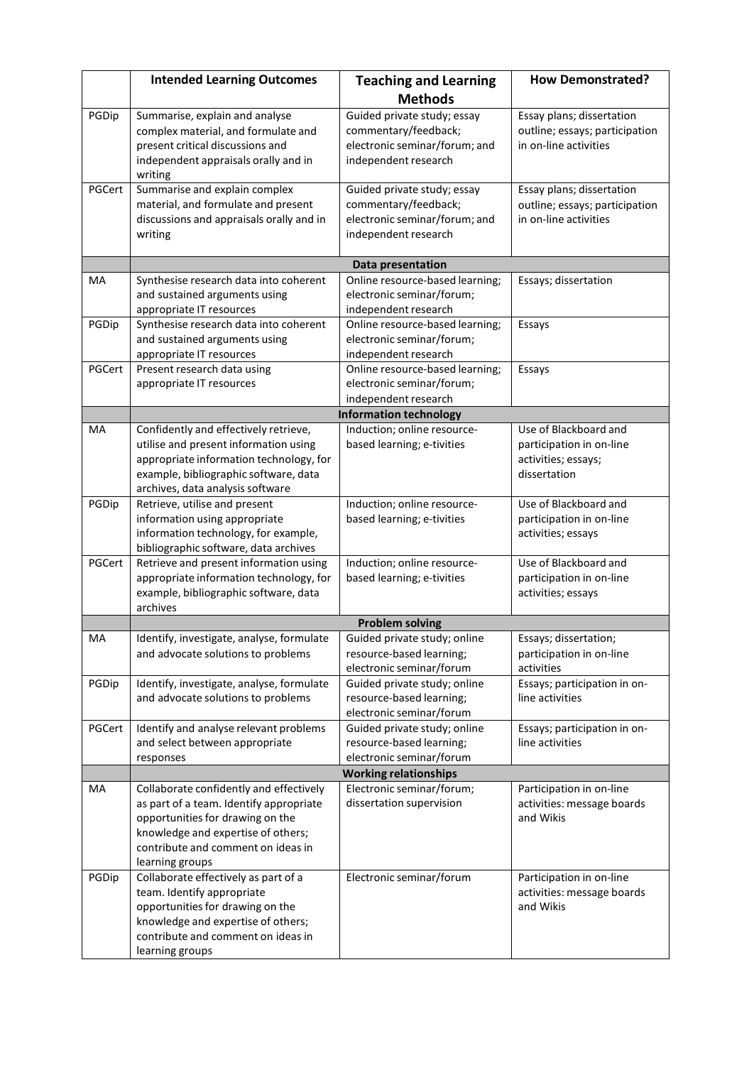| | Intended Learning Outcomes | Teaching and Learning Methods | How Demonstrated? |
|---|---|---|---|
| PGDip | Summarise, explain and analyse complex material, and formulate and present critical discussions and independent appraisals orally and in writing | Guided private study; essay commentary/feedback; electronic seminar/forum; and independent research | Essay plans; dissertation outline; essays; participation in on-line activities |
| PGCert | Summarise and explain complex material, and formulate and present discussions and appraisals orally and in writing | Guided private study; essay commentary/feedback; electronic seminar/forum; and independent research | Essay plans; dissertation outline; essays; participation in on-line activities |
| | **Data presentation** | | |
| MA | Synthesise research data into coherent and sustained arguments using appropriate IT resources | Online resource-based learning; electronic seminar/forum; independent research | Essays; dissertation |
| PGDip | Synthesise research data into coherent and sustained arguments using appropriate IT resources | Online resource-based learning; electronic seminar/forum; independent research | Essays |
| PGCert | Present research data using appropriate IT resources | Online resource-based learning; electronic seminar/forum; independent research | Essays |
| | **Information technology** | | |
| MA | Confidently and effectively retrieve, utilise and present information using appropriate information technology, for example, bibliographic software, data archives, data analysis software | Induction; online resource-based learning; e-tivities | Use of Blackboard and participation in on-line activities; essays; dissertation |
| PGDip | Retrieve, utilise and present information using appropriate information technology, for example, bibliographic software, data archives | Induction; online resource-based learning; e-tivities | Use of Blackboard and participation in on-line activities; essays |
| PGCert | Retrieve and present information using appropriate information technology, for example, bibliographic software, data archives | Induction; online resource-based learning; e-tivities | Use of Blackboard and participation in on-line activities; essays |
| | **Problem solving** | | |
| MA | Identify, investigate, analyse, formulate and advocate solutions to problems | Guided private study; online resource-based learning; electronic seminar/forum | Essays; dissertation; participation in on-line activities |
| PGDip | Identify, investigate, analyse, formulate and advocate solutions to problems | Guided private study; online resource-based learning; electronic seminar/forum | Essays; participation in on-line activities |
| PGCert | Identify and analyse relevant problems and select between appropriate responses | Guided private study; online resource-based learning; electronic seminar/forum | Essays; participation in on-line activities |
| | **Working relationships** | | |
| MA | Collaborate confidently and effectively as part of a team. Identify appropriate opportunities for drawing on the knowledge and expertise of others; contribute and comment on ideas in learning groups | Electronic seminar/forum; dissertation supervision | Participation in on-line activities: message boards and Wikis |
| PGDip | Collaborate effectively as part of a team. Identify appropriate opportunities for drawing on the knowledge and expertise of others; contribute and comment on ideas in learning groups | Electronic seminar/forum | Participation in on-line activities: message boards and Wikis |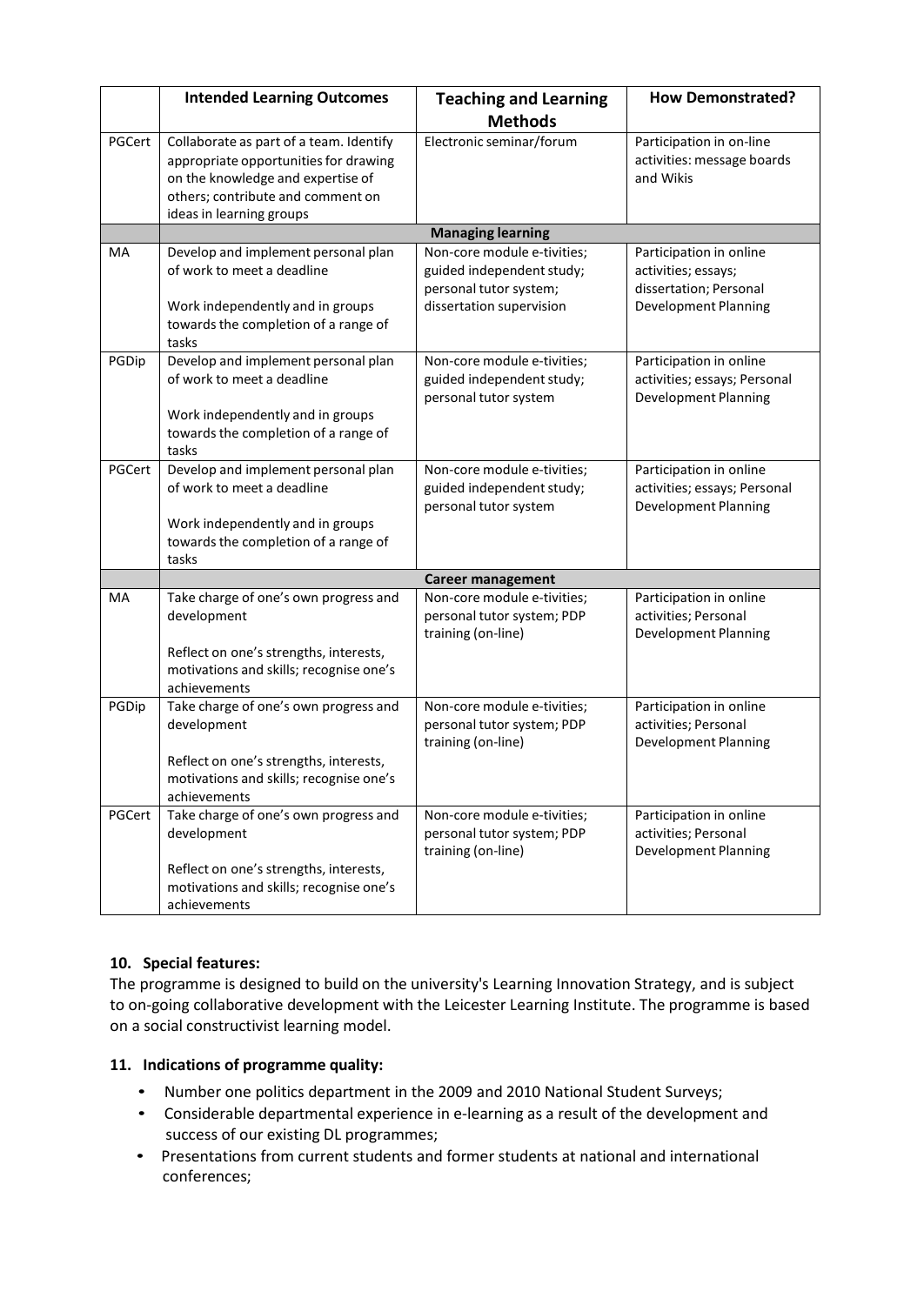| | Intended Learning Outcomes | Teaching and Learning Methods | How Demonstrated? |
|---|---|---|---|
| PGCert | Collaborate as part of a team. Identify appropriate opportunities for drawing on the knowledge and expertise of others; contribute and comment on ideas in learning groups | Electronic seminar/forum | Participation in on-line activities: message boards and Wikis |
| | **Managing learning** | | |
| MA | Develop and implement personal plan of work to meet a deadline<br><br>Work independently and in groups towards the completion of a range of tasks | Non-core module e-tivities; guided independent study; personal tutor system; dissertation supervision | Participation in online activities; essays; dissertation; Personal Development Planning |
| PGDip | Develop and implement personal plan of work to meet a deadline<br><br>Work independently and in groups towards the completion of a range of tasks | Non-core module e-tivities; guided independent study; personal tutor system | Participation in online activities; essays; Personal Development Planning |
| PGCert | Develop and implement personal plan of work to meet a deadline<br><br>Work independently and in groups towards the completion of a range of tasks | Non-core module e-tivities; guided independent study; personal tutor system | Participation in online activities; essays; Personal Development Planning |
| | **Career management** | | |
| MA | Take charge of one's own progress and development<br><br>Reflect on one's strengths, interests, motivations and skills; recognise one's achievements | Non-core module e-tivities; personal tutor system; PDP training (on-line) | Participation in online activities; Personal Development Planning |
| PGDip | Take charge of one's own progress and development<br><br>Reflect on one's strengths, interests, motivations and skills; recognise one's achievements | Non-core module e-tivities; personal tutor system; PDP training (on-line) | Participation in online activities; Personal Development Planning |
| PGCert | Take charge of one's own progress and development<br><br>Reflect on one's strengths, interests, motivations and skills; recognise one's achievements | Non-core module e-tivities; personal tutor system; PDP training (on-line) | Participation in online activities; Personal Development Planning |

### 10. Special features:

The programme is designed to build on the university's Learning Innovation Strategy, and is subject to on-going collaborative development with the Leicester Learning Institute. The programme is based on a social constructivist learning model.

### 11. Indications of programme quality:

- Number one politics department in the 2009 and 2010 National Student Surveys;
- Considerable departmental experience in e-learning as a result of the development and success of our existing DL programmes;
- Presentations from current students and former students at national and international conferences;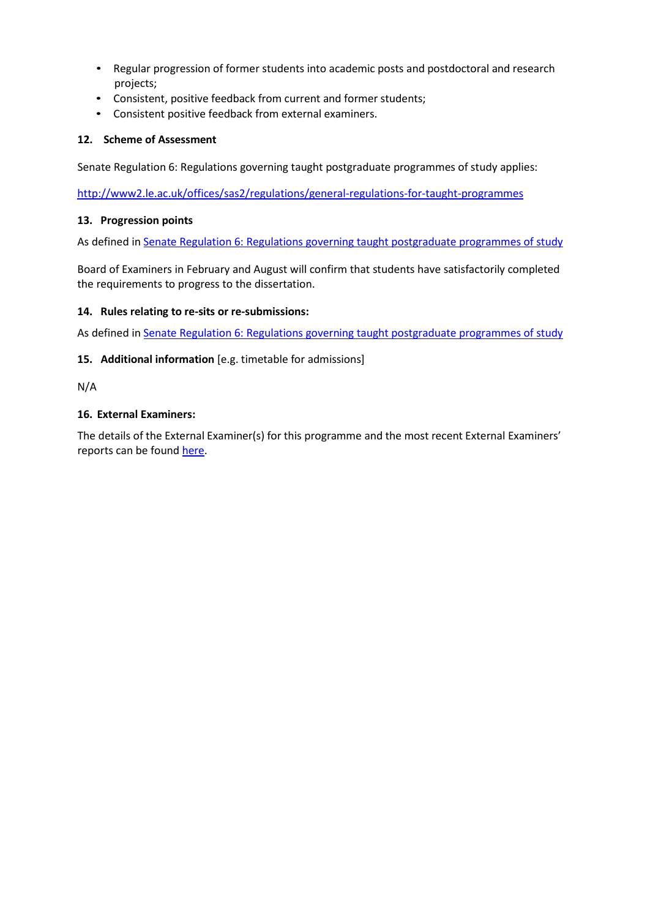- Regular progression of former students into academic posts and postdoctoral and research projects;
- Consistent, positive feedback from current and former students;
- Consistent positive feedback from external examiners.

### 12. Scheme of Assessment

Senate Regulation 6: Regulations governing taught postgraduate programmes of study applies:

[http://www2.le.ac.uk/offices/sas2/regulations/general-regulations-for-taught-programmes](http://www2.le.ac.uk/offices/sas2/regulations/general-regulations-for-taught-programmes)

### 13. Progression points

As defined in Senate Regulation 6: Regulations governing taught postgraduate programmes of study

Board of Examiners in February and August will confirm that students have satisfactorily completed the requirements to progress to the dissertation.

### 14. Rules relating to re-sits or re-submissions:

As defined in Senate Regulation 6: Regulations governing taught postgraduate programmes of study

### 15. Additional information [e.g. timetable for admissions]

N/A

### 16. External Examiners:

The details of the External Examiner(s) for this programme and the most recent External Examiners' reports can be found here.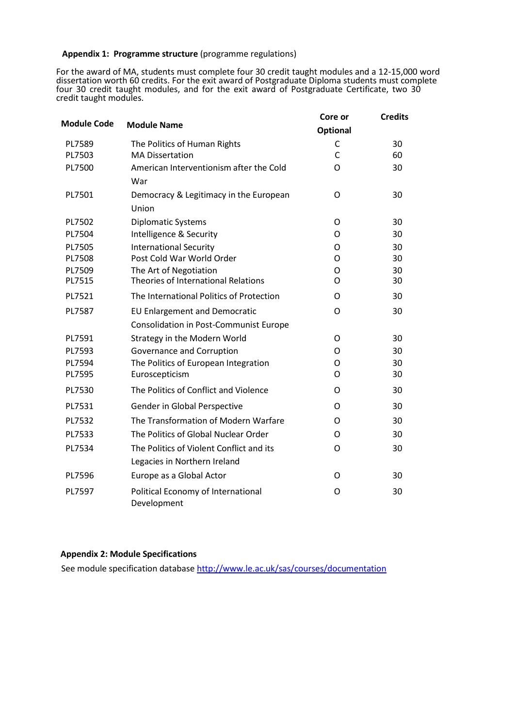**Appendix 1: Programme structure** (programme regulations)

For the award of MA, students must complete four 30 credit taught modules and a 12-15,000 word dissertation worth 60 credits. For the exit award of Postgraduate Diploma students must complete four 30 credit taught modules, and for the exit award of Postgraduate Certificate, two 30 credit taught modules.

| Module Code | Module Name | Core or Optional | Credits |
|---|---|---|---|
| PL7589 | The Politics of Human Rights | C | 30 |
| PL7503 | MA Dissertation | C | 60 |
| PL7500 | American Interventionism after the Cold War | O | 30 |
| PL7501 | Democracy & Legitimacy in the European Union | O | 30 |
| PL7502 | Diplomatic Systems | O | 30 |
| PL7504 | Intelligence & Security | O | 30 |
| PL7505 | International Security | O | 30 |
| PL7508 | Post Cold War World Order | O | 30 |
| PL7509 | The Art of Negotiation | O | 30 |
| PL7515 | Theories of International Relations | O | 30 |
| PL7521 | The International Politics of Protection | O | 30 |
| PL7587 | EU Enlargement and Democratic Consolidation in Post-Communist Europe | O | 30 |
| PL7591 | Strategy in the Modern World | O | 30 |
| PL7593 | Governance and Corruption | O | 30 |
| PL7594 | The Politics of European Integration | O | 30 |
| PL7595 | Euroscepticism | O | 30 |
| PL7530 | The Politics of Conflict and Violence | O | 30 |
| PL7531 | Gender in Global Perspective | O | 30 |
| PL7532 | The Transformation of Modern Warfare | O | 30 |
| PL7533 | The Politics of Global Nuclear Order | O | 30 |
| PL7534 | The Politics of Violent Conflict and its Legacies in Northern Ireland | O | 30 |
| PL7596 | Europe as a Global Actor | O | 30 |
| PL7597 | Political Economy of International Development | O | 30 |

**Appendix 2: Module Specifications**

See module specification database http://www.le.ac.uk/sas/courses/documentation